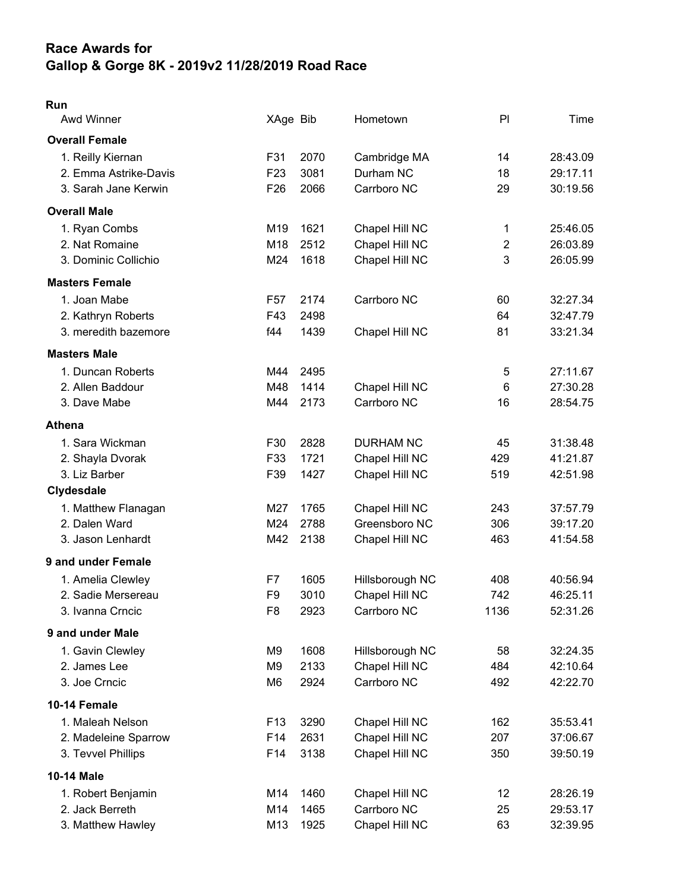# Race Awards for
# Gallop & Gorge 8K - 2019v2 11/28/2019 Road Race

**Run**

| Awd Winner | XAge | Bib | Hometown | Pl | Time |
|---|---|---|---|---|---|
| **Overall Female** | | | | | |
| 1. Reilly Kiernan | F31 | 2070 | Cambridge MA | 14 | 28:43.09 |
| 2. Emma Astrike-Davis | F23 | 3081 | Durham NC | 18 | 29:17.11 |
| 3. Sarah Jane Kerwin | F26 | 2066 | Carrboro NC | 29 | 30:19.56 |
| **Overall Male** | | | | | |
| 1. Ryan Combs | M19 | 1621 | Chapel Hill NC | 1 | 25:46.05 |
| 2. Nat Romaine | M18 | 2512 | Chapel Hill NC | 2 | 26:03.89 |
| 3. Dominic Collichio | M24 | 1618 | Chapel Hill NC | 3 | 26:05.99 |
| **Masters Female** | | | | | |
| 1. Joan Mabe | F57 | 2174 | Carrboro NC | 60 | 32:27.34 |
| 2. Kathryn Roberts | F43 | 2498 | | 64 | 32:47.79 |
| 3. meredith bazemore | f44 | 1439 | Chapel Hill NC | 81 | 33:21.34 |
| **Masters Male** | | | | | |
| 1. Duncan Roberts | M44 | 2495 | | 5 | 27:11.67 |
| 2. Allen Baddour | M48 | 1414 | Chapel Hill NC | 6 | 27:30.28 |
| 3. Dave Mabe | M44 | 2173 | Carrboro NC | 16 | 28:54.75 |
| **Athena** | | | | | |
| 1. Sara Wickman | F30 | 2828 | DURHAM NC | 45 | 31:38.48 |
| 2. Shayla Dvorak | F33 | 1721 | Chapel Hill NC | 429 | 41:21.87 |
| 3. Liz Barber | F39 | 1427 | Chapel Hill NC | 519 | 42:51.98 |
| **Clydesdale** | | | | | |
| 1. Matthew Flanagan | M27 | 1765 | Chapel Hill NC | 243 | 37:57.79 |
| 2. Dalen Ward | M24 | 2788 | Greensboro NC | 306 | 39:17.20 |
| 3. Jason Lenhardt | M42 | 2138 | Chapel Hill NC | 463 | 41:54.58 |
| **9 and under Female** | | | | | |
| 1. Amelia Clewley | F7 | 1605 | Hillsborough NC | 408 | 40:56.94 |
| 2. Sadie Mersereau | F9 | 3010 | Chapel Hill NC | 742 | 46:25.11 |
| 3. Ivanna Crncic | F8 | 2923 | Carrboro NC | 1136 | 52:31.26 |
| **9 and under Male** | | | | | |
| 1. Gavin Clewley | M9 | 1608 | Hillsborough NC | 58 | 32:24.35 |
| 2. James Lee | M9 | 2133 | Chapel Hill NC | 484 | 42:10.64 |
| 3. Joe Crncic | M6 | 2924 | Carrboro NC | 492 | 42:22.70 |
| **10-14 Female** | | | | | |
| 1. Maleah Nelson | F13 | 3290 | Chapel Hill NC | 162 | 35:53.41 |
| 2. Madeleine Sparrow | F14 | 2631 | Chapel Hill NC | 207 | 37:06.67 |
| 3. Tevvel Phillips | F14 | 3138 | Chapel Hill NC | 350 | 39:50.19 |
| **10-14 Male** | | | | | |
| 1. Robert Benjamin | M14 | 1460 | Chapel Hill NC | 12 | 28:26.19 |
| 2. Jack Berreth | M14 | 1465 | Carrboro NC | 25 | 29:53.17 |
| 3. Matthew Hawley | M13 | 1925 | Chapel Hill NC | 63 | 32:39.95 |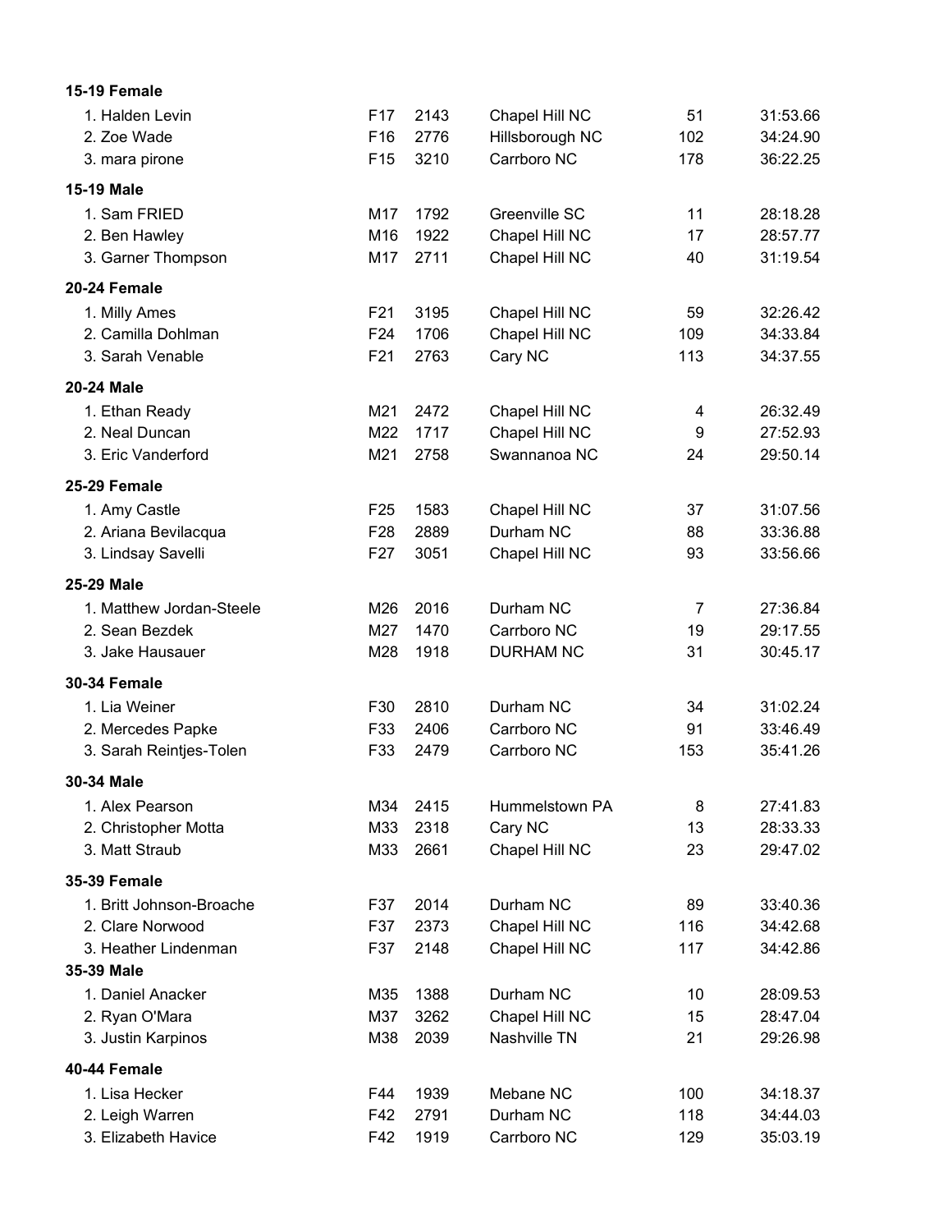**15-19 Female**

| | | | | | |
|---|---|---|---|---|---|
| 1. Halden Levin | F17 | 2143 | Chapel Hill NC | 51 | 31:53.66 |
| 2. Zoe Wade | F16 | 2776 | Hillsborough NC | 102 | 34:24.90 |
| 3. mara pirone | F15 | 3210 | Carrboro NC | 178 | 36:22.25 |

**15-19 Male**

| | | | | | |
|---|---|---|---|---|---|
| 1. Sam FRIED | M17 | 1792 | Greenville SC | 11 | 28:18.28 |
| 2. Ben Hawley | M16 | 1922 | Chapel Hill NC | 17 | 28:57.77 |
| 3. Garner Thompson | M17 | 2711 | Chapel Hill NC | 40 | 31:19.54 |

**20-24 Female**

| | | | | | |
|---|---|---|---|---|---|
| 1. Milly Ames | F21 | 3195 | Chapel Hill NC | 59 | 32:26.42 |
| 2. Camilla Dohlman | F24 | 1706 | Chapel Hill NC | 109 | 34:33.84 |
| 3. Sarah Venable | F21 | 2763 | Cary NC | 113 | 34:37.55 |

**20-24 Male**

| | | | | | |
|---|---|---|---|---|---|
| 1. Ethan Ready | M21 | 2472 | Chapel Hill NC | 4 | 26:32.49 |
| 2. Neal Duncan | M22 | 1717 | Chapel Hill NC | 9 | 27:52.93 |
| 3. Eric Vanderford | M21 | 2758 | Swannanoa NC | 24 | 29:50.14 |

**25-29 Female**

| | | | | | |
|---|---|---|---|---|---|
| 1. Amy Castle | F25 | 1583 | Chapel Hill NC | 37 | 31:07.56 |
| 2. Ariana Bevilacqua | F28 | 2889 | Durham NC | 88 | 33:36.88 |
| 3. Lindsay Savelli | F27 | 3051 | Chapel Hill NC | 93 | 33:56.66 |

**25-29 Male**

| | | | | | |
|---|---|---|---|---|---|
| 1. Matthew Jordan-Steele | M26 | 2016 | Durham NC | 7 | 27:36.84 |
| 2. Sean Bezdek | M27 | 1470 | Carrboro NC | 19 | 29:17.55 |
| 3. Jake Hausauer | M28 | 1918 | DURHAM NC | 31 | 30:45.17 |

**30-34 Female**

| | | | | | |
|---|---|---|---|---|---|
| 1. Lia Weiner | F30 | 2810 | Durham NC | 34 | 31:02.24 |
| 2. Mercedes Papke | F33 | 2406 | Carrboro NC | 91 | 33:46.49 |
| 3. Sarah Reintjes-Tolen | F33 | 2479 | Carrboro NC | 153 | 35:41.26 |

**30-34 Male**

| | | | | | |
|---|---|---|---|---|---|
| 1. Alex Pearson | M34 | 2415 | Hummelstown PA | 8 | 27:41.83 |
| 2. Christopher Motta | M33 | 2318 | Cary NC | 13 | 28:33.33 |
| 3. Matt Straub | M33 | 2661 | Chapel Hill NC | 23 | 29:47.02 |

**35-39 Female**

| | | | | | |
|---|---|---|---|---|---|
| 1. Britt Johnson-Broache | F37 | 2014 | Durham NC | 89 | 33:40.36 |
| 2. Clare Norwood | F37 | 2373 | Chapel Hill NC | 116 | 34:42.68 |
| 3. Heather Lindenman | F37 | 2148 | Chapel Hill NC | 117 | 34:42.86 |

**35-39 Male**

| | | | | | |
|---|---|---|---|---|---|
| 1. Daniel Anacker | M35 | 1388 | Durham NC | 10 | 28:09.53 |
| 2. Ryan O'Mara | M37 | 3262 | Chapel Hill NC | 15 | 28:47.04 |
| 3. Justin Karpinos | M38 | 2039 | Nashville TN | 21 | 29:26.98 |

**40-44 Female**

| | | | | | |
|---|---|---|---|---|---|
| 1. Lisa Hecker | F44 | 1939 | Mebane NC | 100 | 34:18.37 |
| 2. Leigh Warren | F42 | 2791 | Durham NC | 118 | 34:44.03 |
| 3. Elizabeth Havice | F42 | 1919 | Carrboro NC | 129 | 35:03.19 |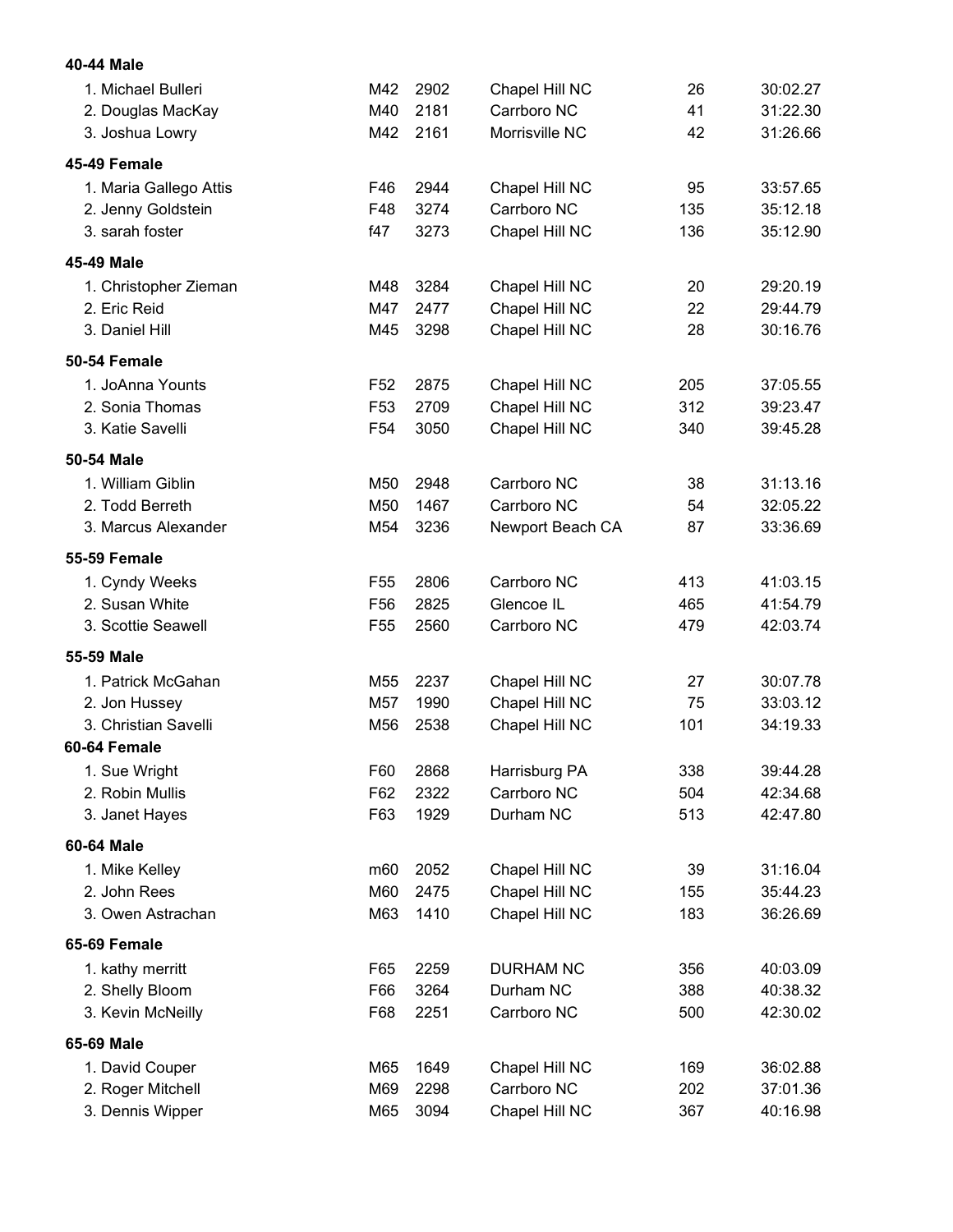**40-44 Male**

| | | | | | |
|---|---|---|---|---|---|
| 1. Michael Bulleri | M42 | 2902 | Chapel Hill NC | 26 | 30:02.27 |
| 2. Douglas MacKay | M40 | 2181 | Carrboro NC | 41 | 31:22.30 |
| 3. Joshua Lowry | M42 | 2161 | Morrisville NC | 42 | 31:26.66 |

**45-49 Female**

| | | | | | |
|---|---|---|---|---|---|
| 1. Maria Gallego Attis | F46 | 2944 | Chapel Hill NC | 95 | 33:57.65 |
| 2. Jenny Goldstein | F48 | 3274 | Carrboro NC | 135 | 35:12.18 |
| 3. sarah foster | f47 | 3273 | Chapel Hill NC | 136 | 35:12.90 |

**45-49 Male**

| | | | | | |
|---|---|---|---|---|---|
| 1. Christopher Zieman | M48 | 3284 | Chapel Hill NC | 20 | 29:20.19 |
| 2. Eric Reid | M47 | 2477 | Chapel Hill NC | 22 | 29:44.79 |
| 3. Daniel Hill | M45 | 3298 | Chapel Hill NC | 28 | 30:16.76 |

**50-54 Female**

| | | | | | |
|---|---|---|---|---|---|
| 1. JoAnna Younts | F52 | 2875 | Chapel Hill NC | 205 | 37:05.55 |
| 2. Sonia Thomas | F53 | 2709 | Chapel Hill NC | 312 | 39:23.47 |
| 3. Katie Savelli | F54 | 3050 | Chapel Hill NC | 340 | 39:45.28 |

**50-54 Male**

| | | | | | |
|---|---|---|---|---|---|
| 1. William Giblin | M50 | 2948 | Carrboro NC | 38 | 31:13.16 |
| 2. Todd Berreth | M50 | 1467 | Carrboro NC | 54 | 32:05.22 |
| 3. Marcus Alexander | M54 | 3236 | Newport Beach CA | 87 | 33:36.69 |

**55-59 Female**

| | | | | | |
|---|---|---|---|---|---|
| 1. Cyndy Weeks | F55 | 2806 | Carrboro NC | 413 | 41:03.15 |
| 2. Susan White | F56 | 2825 | Glencoe IL | 465 | 41:54.79 |
| 3. Scottie Seawell | F55 | 2560 | Carrboro NC | 479 | 42:03.74 |

**55-59 Male**

| | | | | | |
|---|---|---|---|---|---|
| 1. Patrick McGahan | M55 | 2237 | Chapel Hill NC | 27 | 30:07.78 |
| 2. Jon Hussey | M57 | 1990 | Chapel Hill NC | 75 | 33:03.12 |
| 3. Christian Savelli | M56 | 2538 | Chapel Hill NC | 101 | 34:19.33 |

**60-64 Female**

| | | | | | |
|---|---|---|---|---|---|
| 1. Sue Wright | F60 | 2868 | Harrisburg PA | 338 | 39:44.28 |
| 2. Robin Mullis | F62 | 2322 | Carrboro NC | 504 | 42:34.68 |
| 3. Janet Hayes | F63 | 1929 | Durham NC | 513 | 42:47.80 |

**60-64 Male**

| | | | | | |
|---|---|---|---|---|---|
| 1. Mike Kelley | m60 | 2052 | Chapel Hill NC | 39 | 31:16.04 |
| 2. John Rees | M60 | 2475 | Chapel Hill NC | 155 | 35:44.23 |
| 3. Owen Astrachan | M63 | 1410 | Chapel Hill NC | 183 | 36:26.69 |

**65-69 Female**

| | | | | | |
|---|---|---|---|---|---|
| 1. kathy merritt | F65 | 2259 | DURHAM NC | 356 | 40:03.09 |
| 2. Shelly Bloom | F66 | 3264 | Durham NC | 388 | 40:38.32 |
| 3. Kevin McNeilly | F68 | 2251 | Carrboro NC | 500 | 42:30.02 |

**65-69 Male**

| | | | | | |
|---|---|---|---|---|---|
| 1. David Couper | M65 | 1649 | Chapel Hill NC | 169 | 36:02.88 |
| 2. Roger Mitchell | M69 | 2298 | Carrboro NC | 202 | 37:01.36 |
| 3. Dennis Wipper | M65 | 3094 | Chapel Hill NC | 367 | 40:16.98 |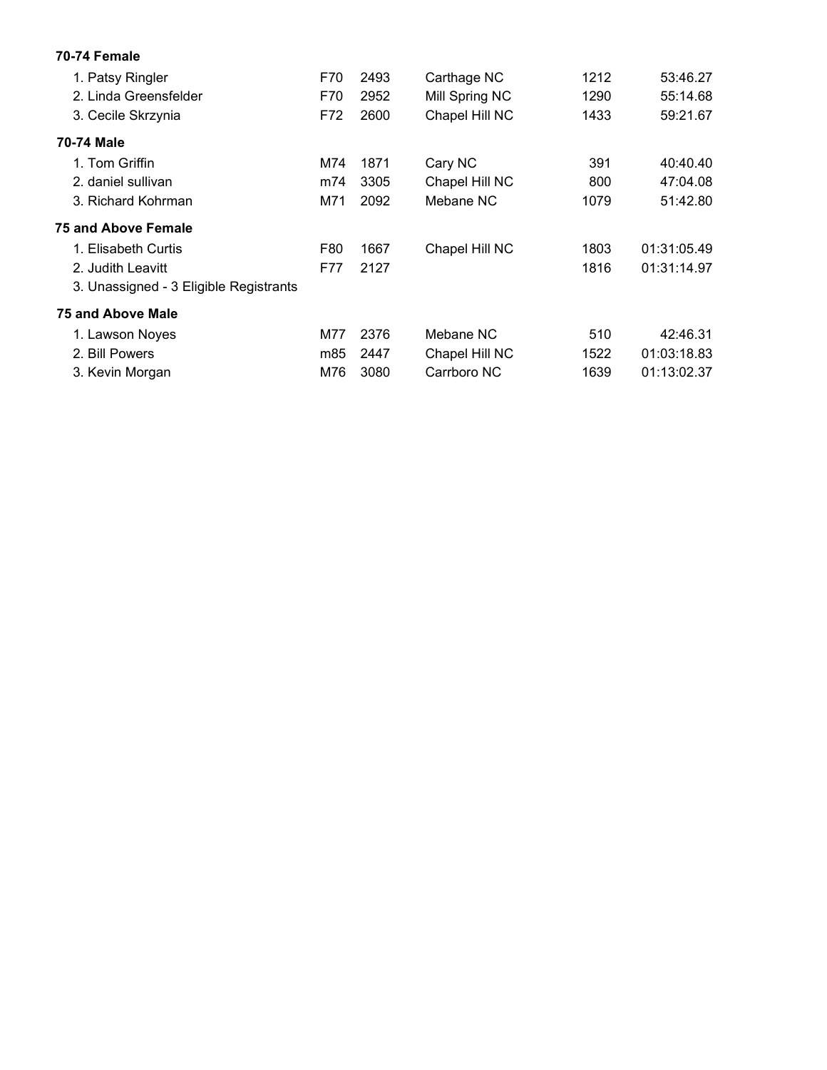**70-74 Female**

| | | | | | |
|---|---|---|---|---|---|
| 1. Patsy Ringler | F70 | 2493 | Carthage NC | 1212 | 53:46.27 |
| 2. Linda Greensfelder | F70 | 2952 | Mill Spring NC | 1290 | 55:14.68 |
| 3. Cecile Skrzynia | F72 | 2600 | Chapel Hill NC | 1433 | 59:21.67 |

**70-74 Male**

| | | | | | |
|---|---|---|---|---|---|
| 1. Tom Griffin | M74 | 1871 | Cary NC | 391 | 40:40.40 |
| 2. daniel sullivan | m74 | 3305 | Chapel Hill NC | 800 | 47:04.08 |
| 3. Richard Kohrman | M71 | 2092 | Mebane NC | 1079 | 51:42.80 |

**75 and Above Female**

| | | | | | |
|---|---|---|---|---|---|
| 1. Elisabeth Curtis | F80 | 1667 | Chapel Hill NC | 1803 | 01:31:05.49 |
| 2. Judith Leavitt | F77 | 2127 | | 1816 | 01:31:14.97 |
| 3. Unassigned - 3 Eligible Registrants | | | | | |

**75 and Above Male**

| | | | | | |
|---|---|---|---|---|---|
| 1. Lawson Noyes | M77 | 2376 | Mebane NC | 510 | 42:46.31 |
| 2. Bill Powers | m85 | 2447 | Chapel Hill NC | 1522 | 01:03:18.83 |
| 3. Kevin Morgan | M76 | 3080 | Carrboro NC | 1639 | 01:13:02.37 |